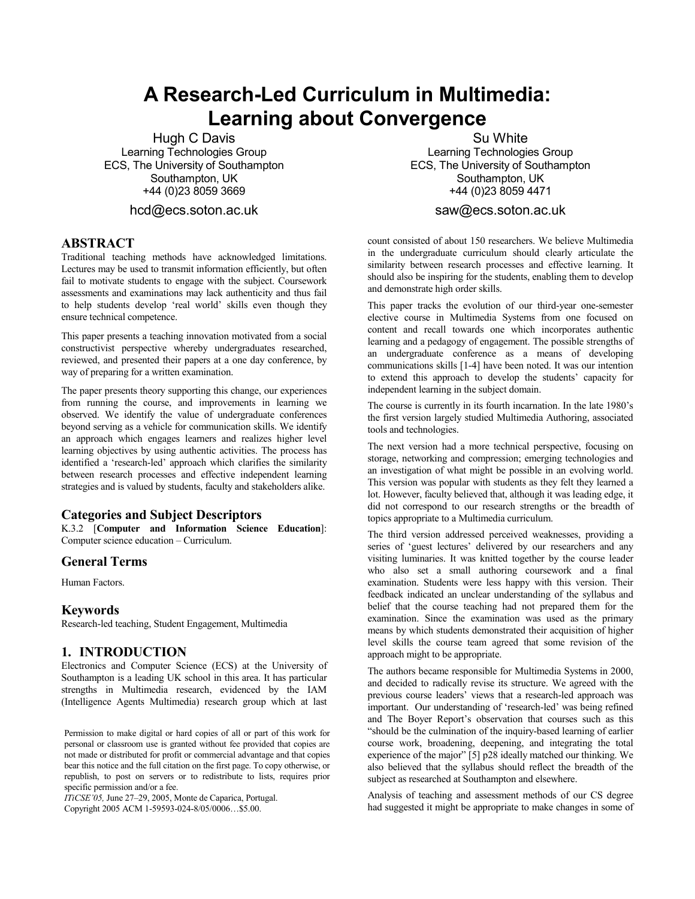# A Research-Led Curriculum in Multimedia: Learning about Convergence

Hugh C Davis
Learning Technologies Group
ECS, The University of Southampton
Southampton, UK
+44 (0)23 8059 3669
hcd@ecs.soton.ac.uk

Su White
Learning Technologies Group
ECS, The University of Southampton
Southampton, UK
+44 (0)23 8059 4471
saw@ecs.soton.ac.uk

## ABSTRACT

Traditional teaching methods have acknowledged limitations. Lectures may be used to transmit information efficiently, but often fail to motivate students to engage with the subject. Coursework assessments and examinations may lack authenticity and thus fail to help students develop 'real world' skills even though they ensure technical competence.

This paper presents a teaching innovation motivated from a social constructivist perspective whereby undergraduates researched, reviewed, and presented their papers at a one day conference, by way of preparing for a written examination.

The paper presents theory supporting this change, our experiences from running the course, and improvements in learning we observed. We identify the value of undergraduate conferences beyond serving as a vehicle for communication skills. We identify an approach which engages learners and realizes higher level learning objectives by using authentic activities. The process has identified a 'research-led' approach which clarifies the similarity between research processes and effective independent learning strategies and is valued by students, faculty and stakeholders alike.

### Categories and Subject Descriptors

K.3.2 [**Computer and Information Science Education**]: Computer science education – Curriculum.

### General Terms

Human Factors.

### Keywords

Research-led teaching, Student Engagement, Multimedia

## 1. INTRODUCTION

Electronics and Computer Science (ECS) at the University of Southampton is a leading UK school in this area. It has particular strengths in Multimedia research, evidenced by the IAM (Intelligence Agents Multimedia) research group which at last count consisted of about 150 researchers. We believe Multimedia in the undergraduate curriculum should clearly articulate the similarity between research processes and effective learning. It should also be inspiring for the students, enabling them to develop and demonstrate high order skills.

This paper tracks the evolution of our third-year one-semester elective course in Multimedia Systems from one focused on content and recall towards one which incorporates authentic learning and a pedagogy of engagement. The possible strengths of an undergraduate conference as a means of developing communications skills [1-4] have been noted. It was our intention to extend this approach to develop the students' capacity for independent learning in the subject domain.

The course is currently in its fourth incarnation. In the late 1980's the first version largely studied Multimedia Authoring, associated tools and technologies.

The next version had a more technical perspective, focusing on storage, networking and compression; emerging technologies and an investigation of what might be possible in an evolving world. This version was popular with students as they felt they learned a lot. However, faculty believed that, although it was leading edge, it did not correspond to our research strengths or the breadth of topics appropriate to a Multimedia curriculum.

The third version addressed perceived weaknesses, providing a series of 'guest lectures' delivered by our researchers and any visiting luminaries. It was knitted together by the course leader who also set a small authoring coursework and a final examination. Students were less happy with this version. Their feedback indicated an unclear understanding of the syllabus and belief that the course teaching had not prepared them for the examination. Since the examination was used as the primary means by which students demonstrated their acquisition of higher level skills the course team agreed that some revision of the approach might to be appropriate.

The authors became responsible for Multimedia Systems in 2000, and decided to radically revise its structure. We agreed with the previous course leaders' views that a research-led approach was important. Our understanding of 'research-led' was being refined and The Boyer Report's observation that courses such as this "should be the culmination of the inquiry-based learning of earlier course work, broadening, deepening, and integrating the total experience of the major" [5] p28 ideally matched our thinking. We also believed that the syllabus should reflect the breadth of the subject as researched at Southampton and elsewhere.

Analysis of teaching and assessment methods of our CS degree had suggested it might be appropriate to make changes in some of

Permission to make digital or hard copies of all or part of this work for personal or classroom use is granted without fee provided that copies are not made or distributed for profit or commercial advantage and that copies bear this notice and the full citation on the first page. To copy otherwise, or republish, to post on servers or to redistribute to lists, requires prior specific permission and/or a fee.
*ITiCSE'05,* June 27–29, 2005, Monte de Caparica, Portugal.
Copyright 2005 ACM 1-59593-024-8/05/0006…$5.00.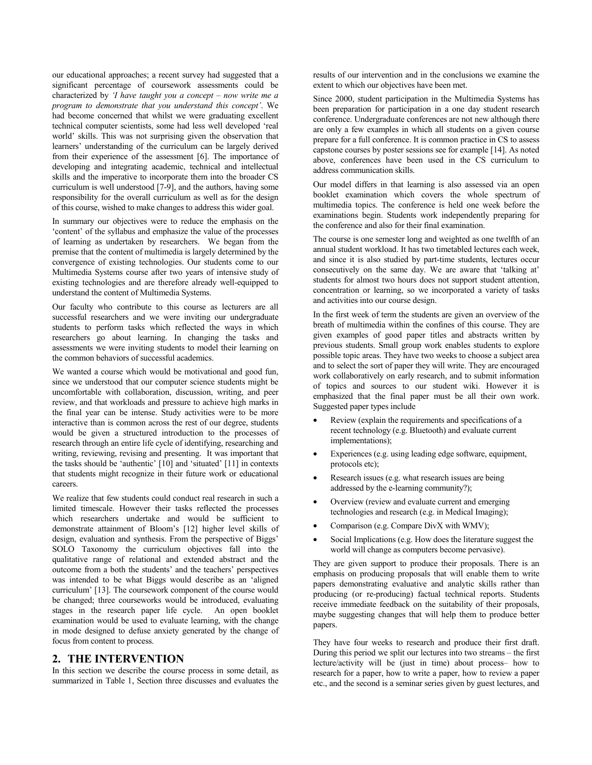our educational approaches; a recent survey had suggested that a significant percentage of coursework assessments could be characterized by *'I have taught you a concept – now write me a program to demonstrate that you understand this concept'*. We had become concerned that whilst we were graduating excellent technical computer scientists, some had less well developed 'real world' skills. This was not surprising given the observation that learners' understanding of the curriculum can be largely derived from their experience of the assessment [6]. The importance of developing and integrating academic, technical and intellectual skills and the imperative to incorporate them into the broader CS curriculum is well understood [7-9], and the authors, having some responsibility for the overall curriculum as well as for the design of this course, wished to make changes to address this wider goal.

In summary our objectives were to reduce the emphasis on the 'content' of the syllabus and emphasize the value of the processes of learning as undertaken by researchers. We began from the premise that the content of multimedia is largely determined by the convergence of existing technologies. Our students come to our Multimedia Systems course after two years of intensive study of existing technologies and are therefore already well-equipped to understand the content of Multimedia Systems.

Our faculty who contribute to this course as lecturers are all successful researchers and we were inviting our undergraduate students to perform tasks which reflected the ways in which researchers go about learning. In changing the tasks and assessments we were inviting students to model their learning on the common behaviors of successful academics.

We wanted a course which would be motivational and good fun, since we understood that our computer science students might be uncomfortable with collaboration, discussion, writing, and peer review, and that workloads and pressure to achieve high marks in the final year can be intense. Study activities were to be more interactive than is common across the rest of our degree, students would be given a structured introduction to the processes of research through an entire life cycle of identifying, researching and writing, reviewing, revising and presenting. It was important that the tasks should be 'authentic' [10] and 'situated' [11] in contexts that students might recognize in their future work or educational careers.

We realize that few students could conduct real research in such a limited timescale. However their tasks reflected the processes which researchers undertake and would be sufficient to demonstrate attainment of Bloom's [12] higher level skills of design, evaluation and synthesis. From the perspective of Biggs' SOLO Taxonomy the curriculum objectives fall into the qualitative range of relational and extended abstract and the outcome from a both the students' and the teachers' perspectives was intended to be what Biggs would describe as an 'aligned curriculum' [13]. The coursework component of the course would be changed; three courseworks would be introduced, evaluating stages in the research paper life cycle. An open booklet examination would be used to evaluate learning, with the change in mode designed to defuse anxiety generated by the change of focus from content to process.

## 2. THE INTERVENTION

In this section we describe the course process in some detail, as summarized in Table 1, Section three discusses and evaluates the results of our intervention and in the conclusions we examine the extent to which our objectives have been met.

Since 2000, student participation in the Multimedia Systems has been preparation for participation in a one day student research conference. Undergraduate conferences are not new although there are only a few examples in which all students on a given course prepare for a full conference. It is common practice in CS to assess capstone courses by poster sessions see for example [14]. As noted above, conferences have been used in the CS curriculum to address communication skills.

Our model differs in that learning is also assessed via an open booklet examination which covers the whole spectrum of multimedia topics. The conference is held one week before the examinations begin. Students work independently preparing for the conference and also for their final examination.

The course is one semester long and weighted as one twelfth of an annual student workload. It has two timetabled lectures each week, and since it is also studied by part-time students, lectures occur consecutively on the same day. We are aware that 'talking at' students for almost two hours does not support student attention, concentration or learning, so we incorporated a variety of tasks and activities into our course design.

In the first week of term the students are given an overview of the breath of multimedia within the confines of this course. They are given examples of good paper titles and abstracts written by previous students. Small group work enables students to explore possible topic areas. They have two weeks to choose a subject area and to select the sort of paper they will write. They are encouraged work collaboratively on early research, and to submit information of topics and sources to our student wiki. However it is emphasized that the final paper must be all their own work. Suggested paper types include

- Review (explain the requirements and specifications of a recent technology (e.g. Bluetooth) and evaluate current implementations);
- Experiences (e.g. using leading edge software, equipment, protocols etc);
- Research issues (e.g. what research issues are being addressed by the e-learning community?);
- Overview (review and evaluate current and emerging technologies and research (e.g. in Medical Imaging);
- Comparison (e.g. Compare DivX with WMV);
- Social Implications (e.g. How does the literature suggest the world will change as computers become pervasive).

They are given support to produce their proposals. There is an emphasis on producing proposals that will enable them to write papers demonstrating evaluative and analytic skills rather than producing (or re-producing) factual technical reports. Students receive immediate feedback on the suitability of their proposals, maybe suggesting changes that will help them to produce better papers.

They have four weeks to research and produce their first draft. During this period we split our lectures into two streams – the first lecture/activity will be (just in time) about process– how to research for a paper, how to write a paper, how to review a paper etc., and the second is a seminar series given by guest lectures, and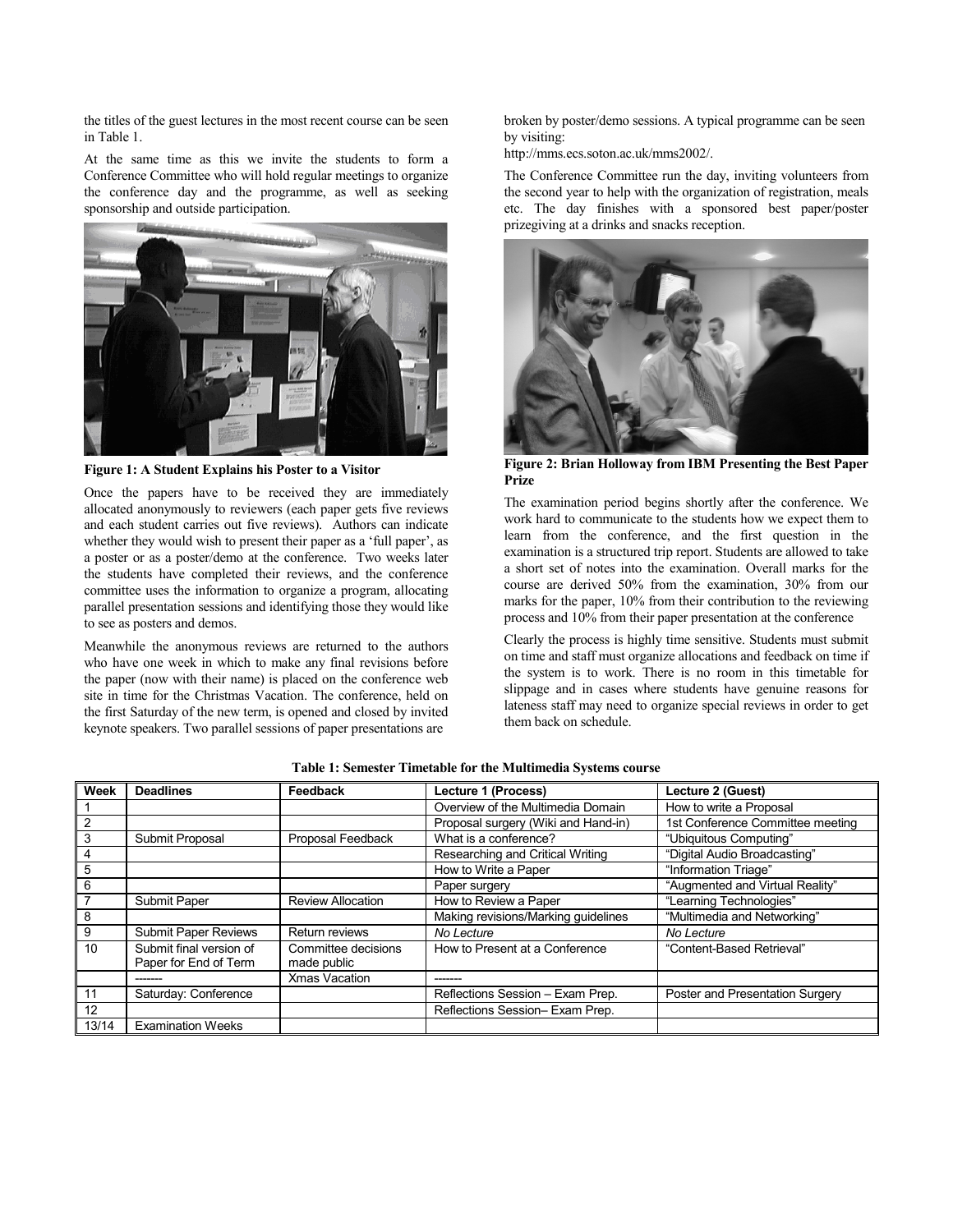the titles of the guest lectures in the most recent course can be seen in Table 1.

At the same time as this we invite the students to form a Conference Committee who will hold regular meetings to organize the conference day and the programme, as well as seeking sponsorship and outside participation.

**Figure 1: A Student Explains his Poster to a Visitor**

Once the papers have to be received they are immediately allocated anonymously to reviewers (each paper gets five reviews and each student carries out five reviews). Authors can indicate whether they would wish to present their paper as a 'full paper', as a poster or as a poster/demo at the conference. Two weeks later the students have completed their reviews, and the conference committee uses the information to organize a program, allocating parallel presentation sessions and identifying those they would like to see as posters and demos.

Meanwhile the anonymous reviews are returned to the authors who have one week in which to make any final revisions before the paper (now with their name) is placed on the conference web site in time for the Christmas Vacation. The conference, held on the first Saturday of the new term, is opened and closed by invited keynote speakers. Two parallel sessions of paper presentations are broken by poster/demo sessions. A typical programme can be seen by visiting:
http://mms.ecs.soton.ac.uk/mms2002/.

The Conference Committee run the day, inviting volunteers from the second year to help with the organization of registration, meals etc. The day finishes with a sponsored best paper/poster prizegiving at a drinks and snacks reception.

**Figure 2: Brian Holloway from IBM Presenting the Best Paper Prize**

The examination period begins shortly after the conference. We work hard to communicate to the students how we expect them to learn from the conference, and the first question in the examination is a structured trip report. Students are allowed to take a short set of notes into the examination. Overall marks for the course are derived 50% from the examination, 30% from our marks for the paper, 10% from their contribution to the reviewing process and 10% from their paper presentation at the conference

Clearly the process is highly time sensitive. Students must submit on time and staff must organize allocations and feedback on time if the system is to work. There is no room in this timetable for slippage and in cases where students have genuine reasons for lateness staff may need to organize special reviews in order to get them back on schedule.

**Table 1: Semester Timetable for the Multimedia Systems course**

| Week | Deadlines | Feedback | Lecture 1 (Process) | Lecture 2 (Guest) |
|---|---|---|---|---|
| 1 | | | Overview of the Multimedia Domain | How to write a Proposal |
| 2 | | | Proposal surgery (Wiki and Hand-in) | 1st Conference Committee meeting |
| 3 | Submit Proposal | Proposal Feedback | What is a conference? | "Ubiquitous Computing" |
| 4 | | | Researching and Critical Writing | "Digital Audio Broadcasting" |
| 5 | | | How to Write a Paper | "Information Triage" |
| 6 | | | Paper surgery | "Augmented and Virtual Reality" |
| 7 | Submit Paper | Review Allocation | How to Review a Paper | "Learning Technologies" |
| 8 | | | Making revisions/Marking guidelines | "Multimedia and Networking" |
| 9 | Submit Paper Reviews | Return reviews | *No Lecture* | *No Lecture* |
| 10 | Submit final version of Paper for End of Term | Committee decisions made public | How to Present at a Conference | "Content-Based Retrieval" |
| | ------- | Xmas Vacation | ------- | |
| 11 | Saturday: Conference | | Reflections Session – Exam Prep. | Poster and Presentation Surgery |
| 12 | | | Reflections Session– Exam Prep. | |
| 13/14 | Examination Weeks | | | |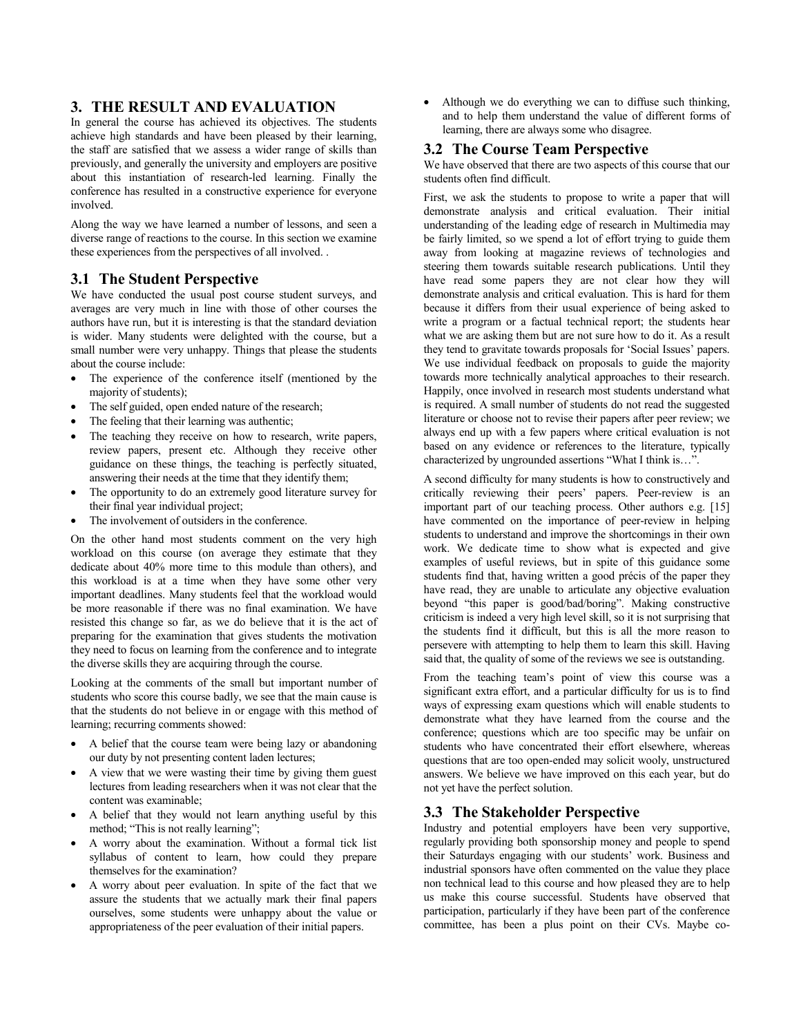## 3. THE RESULT AND EVALUATION

In general the course has achieved its objectives. The students achieve high standards and have been pleased by their learning, the staff are satisfied that we assess a wider range of skills than previously, and generally the university and employers are positive about this instantiation of research-led learning. Finally the conference has resulted in a constructive experience for everyone involved.

Along the way we have learned a number of lessons, and seen a diverse range of reactions to the course. In this section we examine these experiences from the perspectives of all involved. .

### 3.1 The Student Perspective

We have conducted the usual post course student surveys, and averages are very much in line with those of other courses the authors have run, but it is interesting is that the standard deviation is wider. Many students were delighted with the course, but a small number were very unhappy. Things that please the students about the course include:

- The experience of the conference itself (mentioned by the majority of students);
- The self guided, open ended nature of the research;
- The feeling that their learning was authentic;
- The teaching they receive on how to research, write papers, review papers, present etc. Although they receive other guidance on these things, the teaching is perfectly situated, answering their needs at the time that they identify them;
- The opportunity to do an extremely good literature survey for their final year individual project;
- The involvement of outsiders in the conference.

On the other hand most students comment on the very high workload on this course (on average they estimate that they dedicate about 40% more time to this module than others), and this workload is at a time when they have some other very important deadlines. Many students feel that the workload would be more reasonable if there was no final examination. We have resisted this change so far, as we do believe that it is the act of preparing for the examination that gives students the motivation they need to focus on learning from the conference and to integrate the diverse skills they are acquiring through the course.

Looking at the comments of the small but important number of students who score this course badly, we see that the main cause is that the students do not believe in or engage with this method of learning; recurring comments showed:

- A belief that the course team were being lazy or abandoning our duty by not presenting content laden lectures;
- A view that we were wasting their time by giving them guest lectures from leading researchers when it was not clear that the content was examinable;
- A belief that they would not learn anything useful by this method; "This is not really learning";
- A worry about the examination. Without a formal tick list syllabus of content to learn, how could they prepare themselves for the examination?
- A worry about peer evaluation. In spite of the fact that we assure the students that we actually mark their final papers ourselves, some students were unhappy about the value or appropriateness of the peer evaluation of their initial papers.
- Although we do everything we can to diffuse such thinking, and to help them understand the value of different forms of learning, there are always some who disagree.

### 3.2 The Course Team Perspective

We have observed that there are two aspects of this course that our students often find difficult.

First, we ask the students to propose to write a paper that will demonstrate analysis and critical evaluation. Their initial understanding of the leading edge of research in Multimedia may be fairly limited, so we spend a lot of effort trying to guide them away from looking at magazine reviews of technologies and steering them towards suitable research publications. Until they have read some papers they are not clear how they will demonstrate analysis and critical evaluation. This is hard for them because it differs from their usual experience of being asked to write a program or a factual technical report; the students hear what we are asking them but are not sure how to do it. As a result they tend to gravitate towards proposals for 'Social Issues' papers. We use individual feedback on proposals to guide the majority towards more technically analytical approaches to their research. Happily, once involved in research most students understand what is required. A small number of students do not read the suggested literature or choose not to revise their papers after peer review; we always end up with a few papers where critical evaluation is not based on any evidence or references to the literature, typically characterized by ungrounded assertions "What I think is…".

A second difficulty for many students is how to constructively and critically reviewing their peers' papers. Peer-review is an important part of our teaching process. Other authors e.g. [15] have commented on the importance of peer-review in helping students to understand and improve the shortcomings in their own work. We dedicate time to show what is expected and give examples of useful reviews, but in spite of this guidance some students find that, having written a good précis of the paper they have read, they are unable to articulate any objective evaluation beyond "this paper is good/bad/boring". Making constructive criticism is indeed a very high level skill, so it is not surprising that the students find it difficult, but this is all the more reason to persevere with attempting to help them to learn this skill. Having said that, the quality of some of the reviews we see is outstanding.

From the teaching team's point of view this course was a significant extra effort, and a particular difficulty for us is to find ways of expressing exam questions which will enable students to demonstrate what they have learned from the course and the conference; questions which are too specific may be unfair on students who have concentrated their effort elsewhere, whereas questions that are too open-ended may solicit wooly, unstructured answers. We believe we have improved on this each year, but do not yet have the perfect solution.

### 3.3 The Stakeholder Perspective

Industry and potential employers have been very supportive, regularly providing both sponsorship money and people to spend their Saturdays engaging with our students' work. Business and industrial sponsors have often commented on the value they place non technical lead to this course and how pleased they are to help us make this course successful. Students have observed that participation, particularly if they have been part of the conference committee, has been a plus point on their CVs. Maybe co-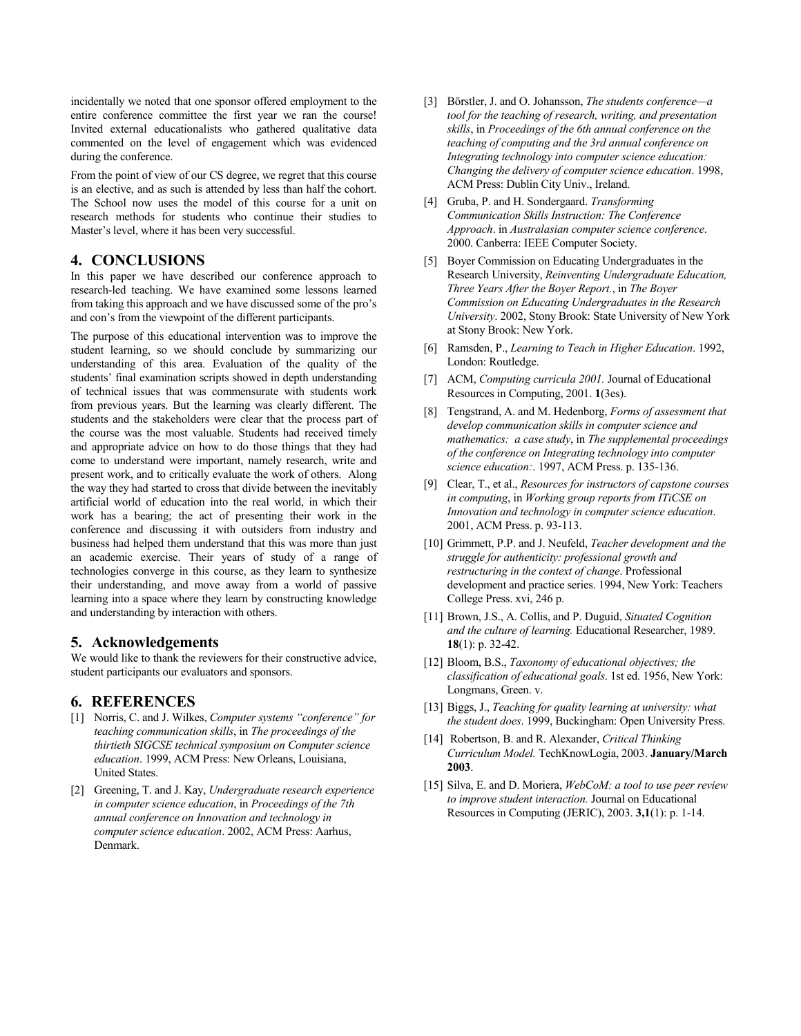incidentally we noted that one sponsor offered employment to the entire conference committee the first year we ran the course! Invited external educationalists who gathered qualitative data commented on the level of engagement which was evidenced during the conference.

From the point of view of our CS degree, we regret that this course is an elective, and as such is attended by less than half the cohort. The School now uses the model of this course for a unit on research methods for students who continue their studies to Master's level, where it has been very successful.

## 4. CONCLUSIONS

In this paper we have described our conference approach to research-led teaching. We have examined some lessons learned from taking this approach and we have discussed some of the pro's and con's from the viewpoint of the different participants.

The purpose of this educational intervention was to improve the student learning, so we should conclude by summarizing our understanding of this area. Evaluation of the quality of the students' final examination scripts showed in depth understanding of technical issues that was commensurate with students work from previous years. But the learning was clearly different. The students and the stakeholders were clear that the process part of the course was the most valuable. Students had received timely and appropriate advice on how to do those things that they had come to understand were important, namely research, write and present work, and to critically evaluate the work of others. Along the way they had started to cross that divide between the inevitably artificial world of education into the real world, in which their work has a bearing; the act of presenting their work in the conference and discussing it with outsiders from industry and business had helped them understand that this was more than just an academic exercise. Their years of study of a range of technologies converge in this course, as they learn to synthesize their understanding, and move away from a world of passive learning into a space where they learn by constructing knowledge and understanding by interaction with others.

## 5. Acknowledgements

We would like to thank the reviewers for their constructive advice, student participants our evaluators and sponsors.

## 6. REFERENCES

[1] Norris, C. and J. Wilkes, *Computer systems "conference" for teaching communication skills*, in *The proceedings of the thirtieth SIGCSE technical symposium on Computer science education*. 1999, ACM Press: New Orleans, Louisiana, United States.

[2] Greening, T. and J. Kay, *Undergraduate research experience in computer science education*, in *Proceedings of the 7th annual conference on Innovation and technology in computer science education*. 2002, ACM Press: Aarhus, Denmark.

[3] Börstler, J. and O. Johansson, *The students conference—a tool for the teaching of research, writing, and presentation skills*, in *Proceedings of the 6th annual conference on the teaching of computing and the 3rd annual conference on Integrating technology into computer science education: Changing the delivery of computer science education*. 1998, ACM Press: Dublin City Univ., Ireland.

[4] Gruba, P. and H. Sondergaard. *Transforming Communication Skills Instruction: The Conference Approach*. in *Australasian computer science conference*. 2000. Canberra: IEEE Computer Society.

[5] Boyer Commission on Educating Undergraduates in the Research University, *Reinventing Undergraduate Education, Three Years After the Boyer Report.*, in *The Boyer Commission on Educating Undergraduates in the Research University*. 2002, Stony Brook: State University of New York at Stony Brook: New York.

[6] Ramsden, P., *Learning to Teach in Higher Education*. 1992, London: Routledge.

[7] ACM, *Computing curricula 2001.* Journal of Educational Resources in Computing, 2001. **1**(3es).

[8] Tengstrand, A. and M. Hedenborg, *Forms of assessment that develop communication skills in computer science and mathematics: a case study*, in *The supplemental proceedings of the conference on Integrating technology into computer science education:*. 1997, ACM Press. p. 135-136.

[9] Clear, T., et al., *Resources for instructors of capstone courses in computing*, in *Working group reports from ITiCSE on Innovation and technology in computer science education*. 2001, ACM Press. p. 93-113.

[10] Grimmett, P.P. and J. Neufeld, *Teacher development and the struggle for authenticity: professional growth and restructuring in the context of change*. Professional development and practice series. 1994, New York: Teachers College Press. xvi, 246 p.

[11] Brown, J.S., A. Collis, and P. Duguid, *Situated Cognition and the culture of learning.* Educational Researcher, 1989. **18**(1): p. 32-42.

[12] Bloom, B.S., *Taxonomy of educational objectives; the classification of educational goals*. 1st ed. 1956, New York: Longmans, Green. v.

[13] Biggs, J., *Teaching for quality learning at university: what the student does*. 1999, Buckingham: Open University Press.

[14] Robertson, B. and R. Alexander, *Critical Thinking Curriculum Model.* TechKnowLogia, 2003. **January/March 2003**.

[15] Silva, E. and D. Moriera, *WebCoM: a tool to use peer review to improve student interaction.* Journal on Educational Resources in Computing (JERIC), 2003. **3,1**(1): p. 1-14.